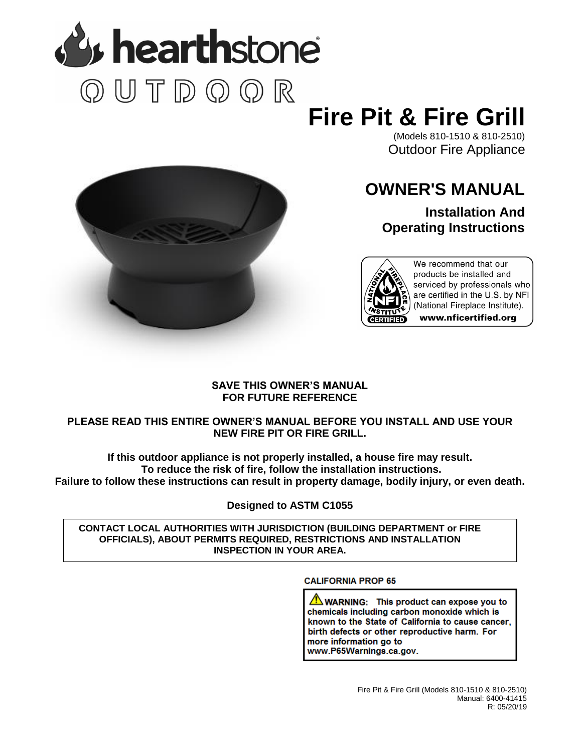hearthstone OUTDOOR

# Fire Pit & Fire Grill

(Models 810-1510 & 810-2510)
Outdoor Fire Appliance

## OWNER'S MANUAL

### Installation And Operating Instructions

We recommend that our products be installed and serviced by professionals who are certified in the U.S. by NFI (National Fireplace Institute).
**www.nficertified.org**

**SAVE THIS OWNER'S MANUAL FOR FUTURE REFERENCE**

**PLEASE READ THIS ENTIRE OWNER'S MANUAL BEFORE YOU INSTALL AND USE YOUR NEW FIRE PIT OR FIRE GRILL.**

**If this outdoor appliance is not properly installed, a house fire may result. To reduce the risk of fire, follow the installation instructions. Failure to follow these instructions can result in property damage, bodily injury, or even death.**

**Designed to ASTM C1055**

**CONTACT LOCAL AUTHORITIES WITH JURISDICTION (BUILDING DEPARTMENT or FIRE OFFICIALS), ABOUT PERMITS REQUIRED, RESTRICTIONS AND INSTALLATION INSPECTION IN YOUR AREA.**

**CALIFORNIA PROP 65**

**⚠ WARNING: This product can expose you to chemicals including carbon monoxide which is known to the State of California to cause cancer, birth defects or other reproductive harm. For more information go to www.P65Warnings.ca.gov.**

Fire Pit & Fire Grill (Models 810-1510 & 810-2510)
Manual: 6400-41415
R: 05/20/19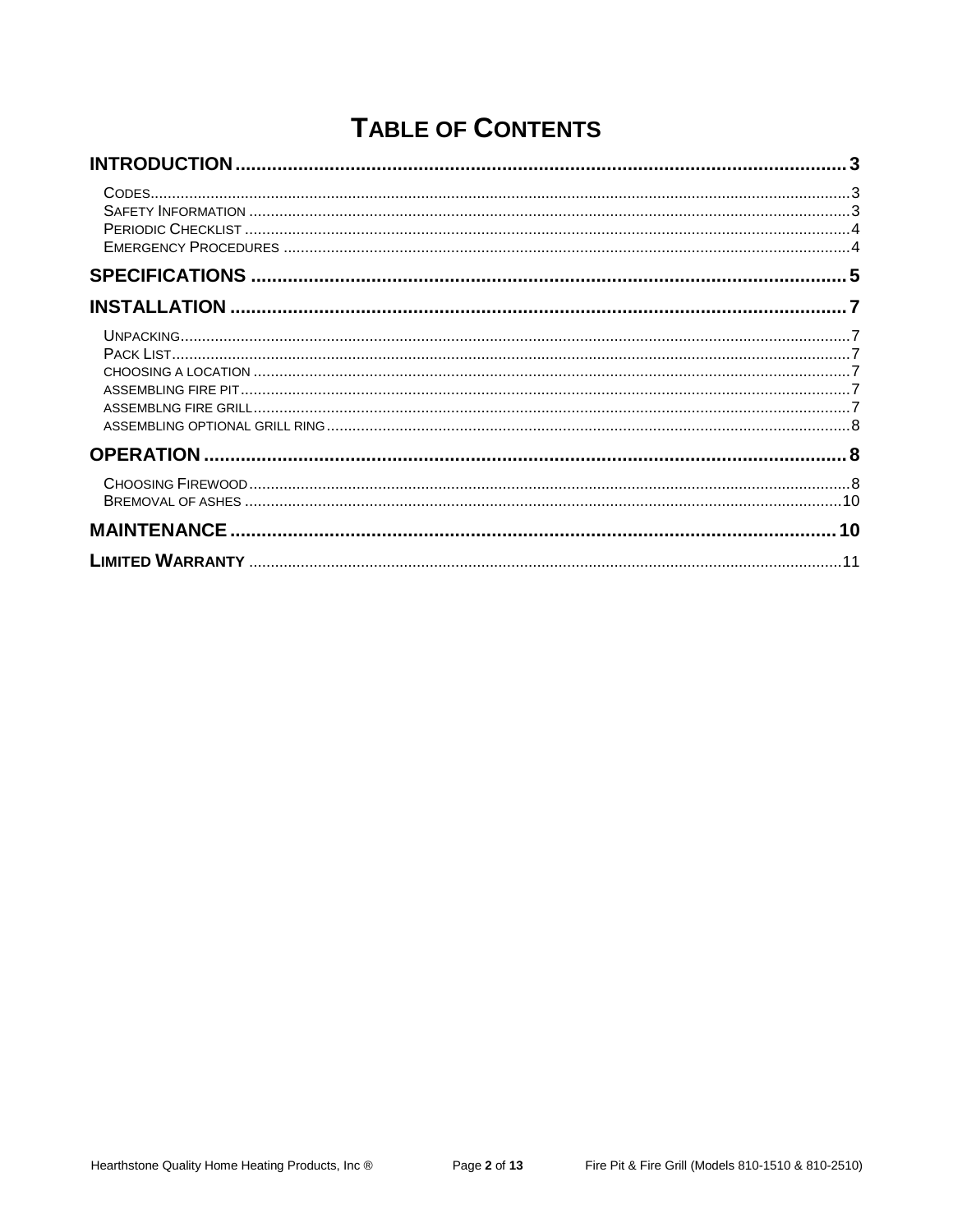# TABLE OF CONTENTS

**INTRODUCTION** .......... 3

- CODES .......... 3
- SAFETY INFORMATION .......... 3
- PERIODIC CHECKLIST .......... 4
- EMERGENCY PROCEDURES .......... 4

**SPECIFICATIONS** .......... 5

**INSTALLATION** .......... 7

- UNPACKING .......... 7
- PACK LIST .......... 7
- CHOOSING A LOCATION .......... 7
- ASSEMBLING FIRE PIT .......... 7
- ASSEMBLNG FIRE GRILL .......... 7
- ASSEMBLING OPTIONAL GRILL RING .......... 8

**OPERATION** .......... 8

- CHOOSING FIREWOOD .......... 8
- BREMOVAL OF ASHES .......... 10

**MAINTENANCE** .......... 10

**LIMITED WARRANTY** .......... 11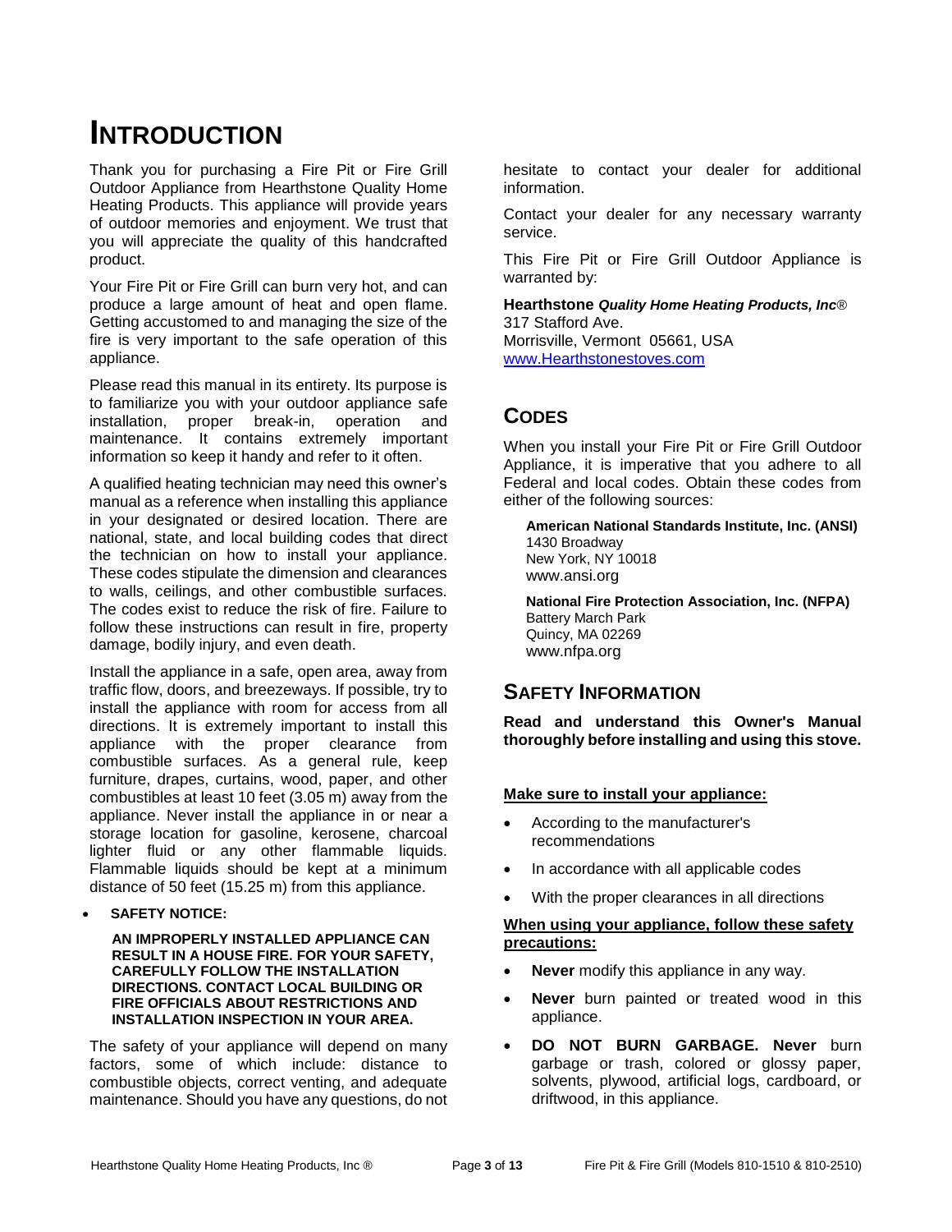# INTRODUCTION

Thank you for purchasing a Fire Pit or Fire Grill Outdoor Appliance from Hearthstone Quality Home Heating Products. This appliance will provide years of outdoor memories and enjoyment. We trust that you will appreciate the quality of this handcrafted product.

Your Fire Pit or Fire Grill can burn very hot, and can produce a large amount of heat and open flame. Getting accustomed to and managing the size of the fire is very important to the safe operation of this appliance.

Please read this manual in its entirety. Its purpose is to familiarize you with your outdoor appliance safe installation, proper break-in, operation and maintenance. It contains extremely important information so keep it handy and refer to it often.

A qualified heating technician may need this owner's manual as a reference when installing this appliance in your designated or desired location. There are national, state, and local building codes that direct the technician on how to install your appliance. These codes stipulate the dimension and clearances to walls, ceilings, and other combustible surfaces. The codes exist to reduce the risk of fire. Failure to follow these instructions can result in fire, property damage, bodily injury, and even death.

Install the appliance in a safe, open area, away from traffic flow, doors, and breezeways. If possible, try to install the appliance with room for access from all directions. It is extremely important to install this appliance with the proper clearance from combustible surfaces. As a general rule, keep furniture, drapes, curtains, wood, paper, and other combustibles at least 10 feet (3.05 m) away from the appliance. Never install the appliance in or near a storage location for gasoline, kerosene, charcoal lighter fluid or any other flammable liquids. Flammable liquids should be kept at a minimum distance of 50 feet (15.25 m) from this appliance.

- **SAFETY NOTICE:**

  **AN IMPROPERLY INSTALLED APPLIANCE CAN RESULT IN A HOUSE FIRE. FOR YOUR SAFETY, CAREFULLY FOLLOW THE INSTALLATION DIRECTIONS. CONTACT LOCAL BUILDING OR FIRE OFFICIALS ABOUT RESTRICTIONS AND INSTALLATION INSPECTION IN YOUR AREA.**

The safety of your appliance will depend on many factors, some of which include: distance to combustible objects, correct venting, and adequate maintenance. Should you have any questions, do not hesitate to contact your dealer for additional information.

Contact your dealer for any necessary warranty service.

This Fire Pit or Fire Grill Outdoor Appliance is warranted by:

**Hearthstone** ***Quality Home Heating Products, Inc***®
317 Stafford Ave.
Morrisville, Vermont 05661, USA
www.Hearthstonestoves.com

## CODES

When you install your Fire Pit or Fire Grill Outdoor Appliance, it is imperative that you adhere to all Federal and local codes. Obtain these codes from either of the following sources:

**American National Standards Institute, Inc. (ANSI)**
1430 Broadway
New York, NY 10018
www.ansi.org

**National Fire Protection Association, Inc. (NFPA)**
Battery March Park
Quincy, MA 02269
www.nfpa.org

## SAFETY INFORMATION

**Read and understand this Owner's Manual thoroughly before installing and using this stove.**

**Make sure to install your appliance:**

- According to the manufacturer's recommendations
- In accordance with all applicable codes
- With the proper clearances in all directions

**When using your appliance, follow these safety precautions:**

- **Never** modify this appliance in any way.
- **Never** burn painted or treated wood in this appliance.
- **DO NOT BURN GARBAGE. Never** burn garbage or trash, colored or glossy paper, solvents, plywood, artificial logs, cardboard, or driftwood, in this appliance.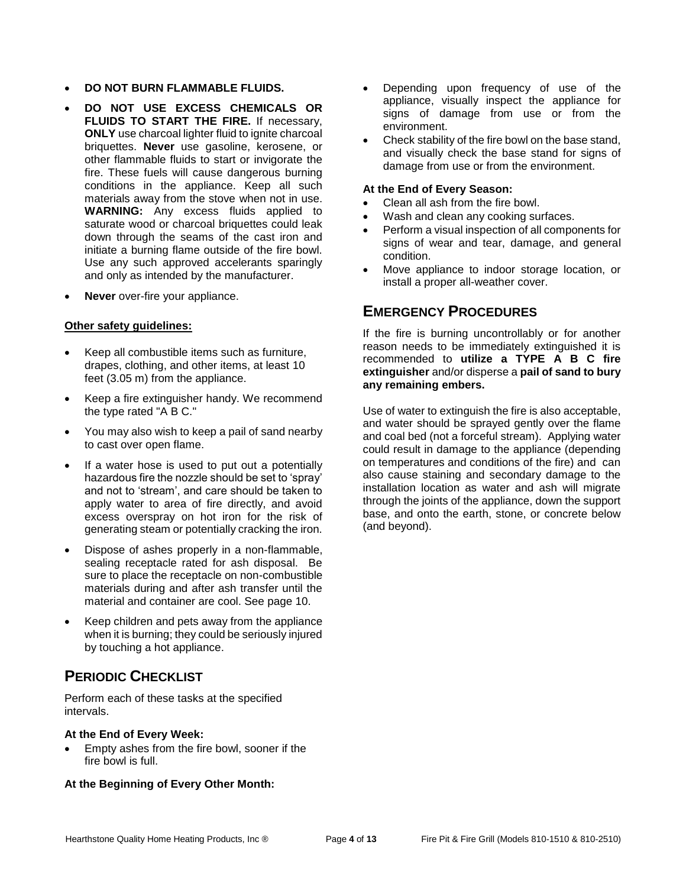- **DO NOT BURN FLAMMABLE FLUIDS.**
- **DO NOT USE EXCESS CHEMICALS OR FLUIDS TO START THE FIRE.** If necessary, **ONLY** use charcoal lighter fluid to ignite charcoal briquettes. **Never** use gasoline, kerosene, or other flammable fluids to start or invigorate the fire. These fuels will cause dangerous burning conditions in the appliance. Keep all such materials away from the stove when not in use. **WARNING:** Any excess fluids applied to saturate wood or charcoal briquettes could leak down through the seams of the cast iron and initiate a burning flame outside of the fire bowl. Use any such approved accelerants sparingly and only as intended by the manufacturer.
- **Never** over-fire your appliance.

**Other safety guidelines:**

- Keep all combustible items such as furniture, drapes, clothing, and other items, at least 10 feet (3.05 m) from the appliance.
- Keep a fire extinguisher handy. We recommend the type rated "A B C."
- You may also wish to keep a pail of sand nearby to cast over open flame.
- If a water hose is used to put out a potentially hazardous fire the nozzle should be set to 'spray' and not to 'stream', and care should be taken to apply water to area of fire directly, and avoid excess overspray on hot iron for the risk of generating steam or potentially cracking the iron.
- Dispose of ashes properly in a non-flammable, sealing receptacle rated for ash disposal. Be sure to place the receptacle on non-combustible materials during and after ash transfer until the material and container are cool. See page 10.
- Keep children and pets away from the appliance when it is burning; they could be seriously injured by touching a hot appliance.

## PERIODIC CHECKLIST

Perform each of these tasks at the specified intervals.

**At the End of Every Week:**

- Empty ashes from the fire bowl, sooner if the fire bowl is full.

**At the Beginning of Every Other Month:**

- Depending upon frequency of use of the appliance, visually inspect the appliance for signs of damage from use or from the environment.
- Check stability of the fire bowl on the base stand, and visually check the base stand for signs of damage from use or from the environment.

**At the End of Every Season:**

- Clean all ash from the fire bowl.
- Wash and clean any cooking surfaces.
- Perform a visual inspection of all components for signs of wear and tear, damage, and general condition.
- Move appliance to indoor storage location, or install a proper all-weather cover.

## EMERGENCY PROCEDURES

If the fire is burning uncontrollably or for another reason needs to be immediately extinguished it is recommended to **utilize a TYPE A B C fire extinguisher** and/or disperse a **pail of sand to bury any remaining embers.**

Use of water to extinguish the fire is also acceptable, and water should be sprayed gently over the flame and coal bed (not a forceful stream). Applying water could result in damage to the appliance (depending on temperatures and conditions of the fire) and can also cause staining and secondary damage to the installation location as water and ash will migrate through the joints of the appliance, down the support base, and onto the earth, stone, or concrete below (and beyond).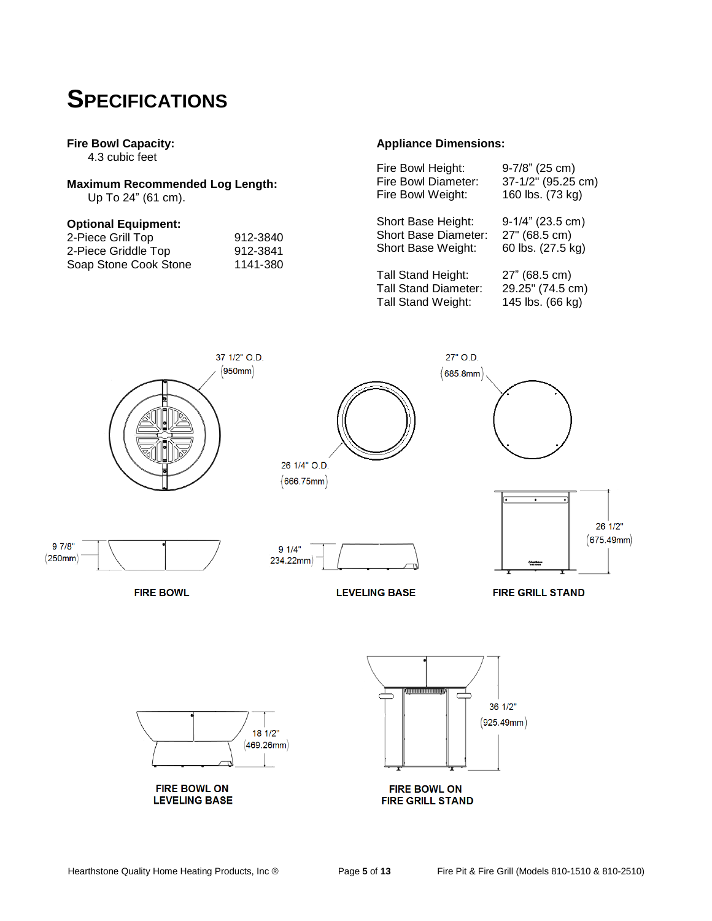# SPECIFICATIONS

**Fire Bowl Capacity:**
4.3 cubic feet

**Maximum Recommended Log Length:**
Up To 24” (61 cm).

**Optional Equipment:**

| | |
|---|---|
| 2-Piece Grill Top | 912-3840 |
| 2-Piece Griddle Top | 912-3841 |
| Soap Stone Cook Stone | 1141-380 |

**Appliance Dimensions:**

| | |
|---|---|
| Fire Bowl Height: | 9-7/8” (25 cm) |
| Fire Bowl Diameter: | 37-1/2" (95.25 cm) |
| Fire Bowl Weight: | 160 lbs. (73 kg) |
| Short Base Height: | 9-1/4” (23.5 cm) |
| Short Base Diameter: | 27" (68.5 cm) |
| Short Base Weight: | 60 lbs. (27.5 kg) |
| Tall Stand Height: | 27” (68.5 cm) |
| Tall Stand Diameter: | 29.25" (74.5 cm) |
| Tall Stand Weight: | 145 lbs. (66 kg) |

37 1/2" O.D. (950mm)

26 1/4" O.D. (666.75mm)

27" O.D. (685.8mm)

9 7/8" (250mm)

9 1/4" 234.22mm)

26 1/2" (675.49mm)

FIRE BOWL

LEVELING BASE

FIRE GRILL STAND

18 1/2" (469.26mm)

36 1/2" (925.49mm)

FIRE BOWL ON LEVELING BASE

FIRE BOWL ON FIRE GRILL STAND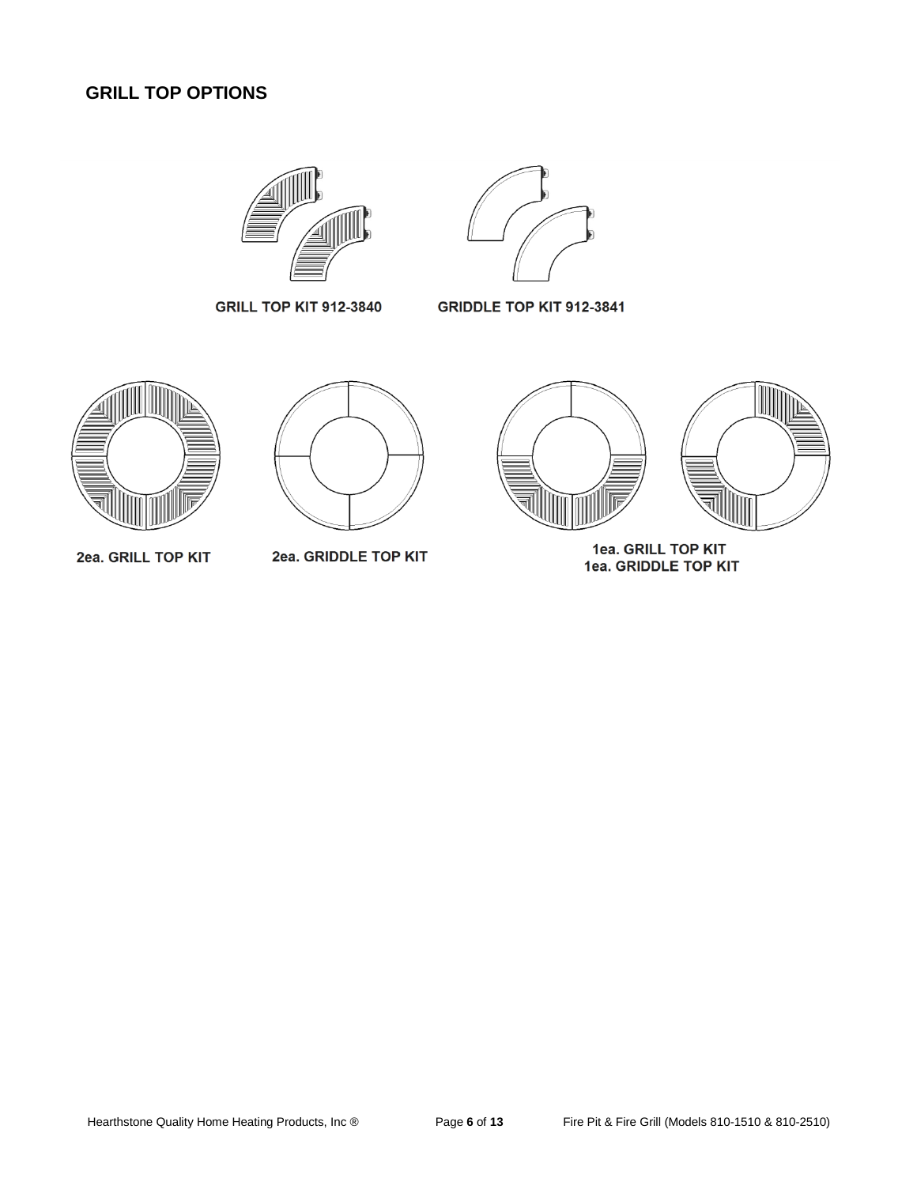## GRILL TOP OPTIONS

GRILL TOP KIT 912-3840

GRIDDLE TOP KIT 912-3841

2ea. GRILL TOP KIT

2ea. GRIDDLE TOP KIT

1ea. GRILL TOP KIT
1ea. GRIDDLE TOP KIT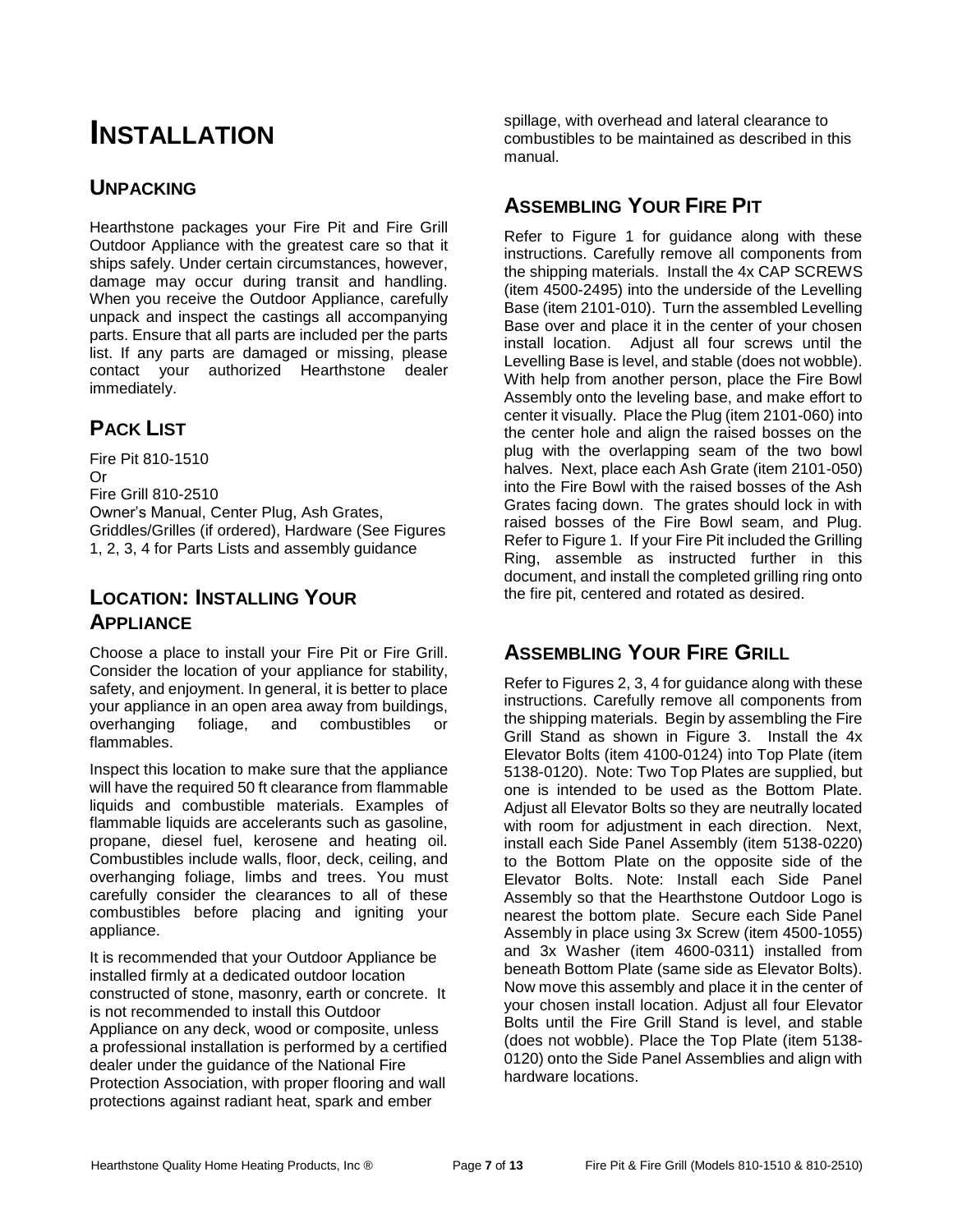# INSTALLATION

## UNPACKING

Hearthstone packages your Fire Pit and Fire Grill Outdoor Appliance with the greatest care so that it ships safely. Under certain circumstances, however, damage may occur during transit and handling. When you receive the Outdoor Appliance, carefully unpack and inspect the castings all accompanying parts. Ensure that all parts are included per the parts list. If any parts are damaged or missing, please contact your authorized Hearthstone dealer immediately.

## PACK LIST

Fire Pit 810-1510
Or
Fire Grill 810-2510
Owner's Manual, Center Plug, Ash Grates, Griddles/Grilles (if ordered), Hardware (See Figures 1, 2, 3, 4 for Parts Lists and assembly guidance

## LOCATION: INSTALLING YOUR APPLIANCE

Choose a place to install your Fire Pit or Fire Grill. Consider the location of your appliance for stability, safety, and enjoyment. In general, it is better to place your appliance in an open area away from buildings, overhanging foliage, and combustibles or flammables.

Inspect this location to make sure that the appliance will have the required 50 ft clearance from flammable liquids and combustible materials. Examples of flammable liquids are accelerants such as gasoline, propane, diesel fuel, kerosene and heating oil. Combustibles include walls, floor, deck, ceiling, and overhanging foliage, limbs and trees. You must carefully consider the clearances to all of these combustibles before placing and igniting your appliance.

It is recommended that your Outdoor Appliance be installed firmly at a dedicated outdoor location constructed of stone, masonry, earth or concrete. It is not recommended to install this Outdoor Appliance on any deck, wood or composite, unless a professional installation is performed by a certified dealer under the guidance of the National Fire Protection Association, with proper flooring and wall protections against radiant heat, spark and ember spillage, with overhead and lateral clearance to combustibles to be maintained as described in this manual.

## ASSEMBLING YOUR FIRE PIT

Refer to Figure 1 for guidance along with these instructions. Carefully remove all components from the shipping materials. Install the 4x CAP SCREWS (item 4500-2495) into the underside of the Levelling Base (item 2101-010). Turn the assembled Levelling Base over and place it in the center of your chosen install location. Adjust all four screws until the Levelling Base is level, and stable (does not wobble). With help from another person, place the Fire Bowl Assembly onto the leveling base, and make effort to center it visually. Place the Plug (item 2101-060) into the center hole and align the raised bosses on the plug with the overlapping seam of the two bowl halves. Next, place each Ash Grate (item 2101-050) into the Fire Bowl with the raised bosses of the Ash Grates facing down. The grates should lock in with raised bosses of the Fire Bowl seam, and Plug. Refer to Figure 1. If your Fire Pit included the Grilling Ring, assemble as instructed further in this document, and install the completed grilling ring onto the fire pit, centered and rotated as desired.

## ASSEMBLING YOUR FIRE GRILL

Refer to Figures 2, 3, 4 for guidance along with these instructions. Carefully remove all components from the shipping materials. Begin by assembling the Fire Grill Stand as shown in Figure 3. Install the 4x Elevator Bolts (item 4100-0124) into Top Plate (item 5138-0120). Note: Two Top Plates are supplied, but one is intended to be used as the Bottom Plate. Adjust all Elevator Bolts so they are neutrally located with room for adjustment in each direction. Next, install each Side Panel Assembly (item 5138-0220) to the Bottom Plate on the opposite side of the Elevator Bolts. Note: Install each Side Panel Assembly so that the Hearthstone Outdoor Logo is nearest the bottom plate. Secure each Side Panel Assembly in place using 3x Screw (item 4500-1055) and 3x Washer (item 4600-0311) installed from beneath Bottom Plate (same side as Elevator Bolts). Now move this assembly and place it in the center of your chosen install location. Adjust all four Elevator Bolts until the Fire Grill Stand is level, and stable (does not wobble). Place the Top Plate (item 5138-0120) onto the Side Panel Assemblies and align with hardware locations.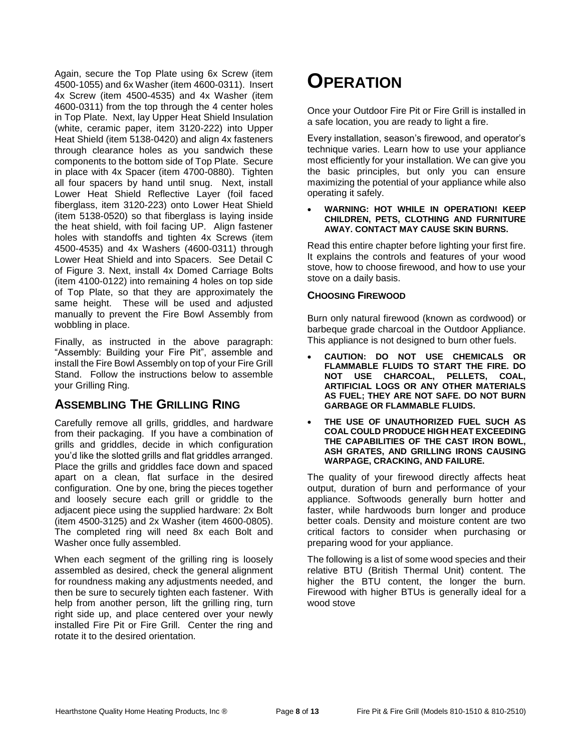Again, secure the Top Plate using 6x Screw (item 4500-1055) and 6x Washer (item 4600-0311). Insert 4x Screw (item 4500-4535) and 4x Washer (item 4600-0311) from the top through the 4 center holes in Top Plate. Next, lay Upper Heat Shield Insulation (white, ceramic paper, item 3120-222) into Upper Heat Shield (item 5138-0420) and align 4x fasteners through clearance holes as you sandwich these components to the bottom side of Top Plate. Secure in place with 4x Spacer (item 4700-0880). Tighten all four spacers by hand until snug. Next, install Lower Heat Shield Reflective Layer (foil faced fiberglass, item 3120-223) onto Lower Heat Shield (item 5138-0520) so that fiberglass is laying inside the heat shield, with foil facing UP. Align fastener holes with standoffs and tighten 4x Screws (item 4500-4535) and 4x Washers (4600-0311) through Lower Heat Shield and into Spacers. See Detail C of Figure 3. Next, install 4x Domed Carriage Bolts (item 4100-0122) into remaining 4 holes on top side of Top Plate, so that they are approximately the same height. These will be used and adjusted manually to prevent the Fire Bowl Assembly from wobbling in place.

Finally, as instructed in the above paragraph: "Assembly: Building your Fire Pit", assemble and install the Fire Bowl Assembly on top of your Fire Grill Stand. Follow the instructions below to assemble your Grilling Ring.

## Assembling The Grilling Ring

Carefully remove all grills, griddles, and hardware from their packaging. If you have a combination of grills and griddles, decide in which configuration you'd like the slotted grills and flat griddles arranged. Place the grills and griddles face down and spaced apart on a clean, flat surface in the desired configuration. One by one, bring the pieces together and loosely secure each grill or griddle to the adjacent piece using the supplied hardware: 2x Bolt (item 4500-3125) and 2x Washer (item 4600-0805). The completed ring will need 8x each Bolt and Washer once fully assembled.

When each segment of the grilling ring is loosely assembled as desired, check the general alignment for roundness making any adjustments needed, and then be sure to securely tighten each fastener. With help from another person, lift the grilling ring, turn right side up, and place centered over your newly installed Fire Pit or Fire Grill. Center the ring and rotate it to the desired orientation.

# Operation

Once your Outdoor Fire Pit or Fire Grill is installed in a safe location, you are ready to light a fire.

Every installation, season's firewood, and operator's technique varies. Learn how to use your appliance most efficiently for your installation. We can give you the basic principles, but only you can ensure maximizing the potential of your appliance while also operating it safely.

- **WARNING: HOT WHILE IN OPERATION! KEEP CHILDREN, PETS, CLOTHING AND FURNITURE AWAY. CONTACT MAY CAUSE SKIN BURNS.**

Read this entire chapter before lighting your first fire. It explains the controls and features of your wood stove, how to choose firewood, and how to use your stove on a daily basis.

### Choosing Firewood

Burn only natural firewood (known as cordwood) or barbeque grade charcoal in the Outdoor Appliance. This appliance is not designed to burn other fuels.

- **CAUTION: DO NOT USE CHEMICALS OR FLAMMABLE FLUIDS TO START THE FIRE. DO NOT USE CHARCOAL, PELLETS, COAL, ARTIFICIAL LOGS OR ANY OTHER MATERIALS AS FUEL; THEY ARE NOT SAFE. DO NOT BURN GARBAGE OR FLAMMABLE FLUIDS.**
- **THE USE OF UNAUTHORIZED FUEL SUCH AS COAL COULD PRODUCE HIGH HEAT EXCEEDING THE CAPABILITIES OF THE CAST IRON BOWL, ASH GRATES, AND GRILLING IRONS CAUSING WARPAGE, CRACKING, AND FAILURE.**

The quality of your firewood directly affects heat output, duration of burn and performance of your appliance. Softwoods generally burn hotter and faster, while hardwoods burn longer and produce better coals. Density and moisture content are two critical factors to consider when purchasing or preparing wood for your appliance.

The following is a list of some wood species and their relative BTU (British Thermal Unit) content. The higher the BTU content, the longer the burn. Firewood with higher BTUs is generally ideal for a wood stove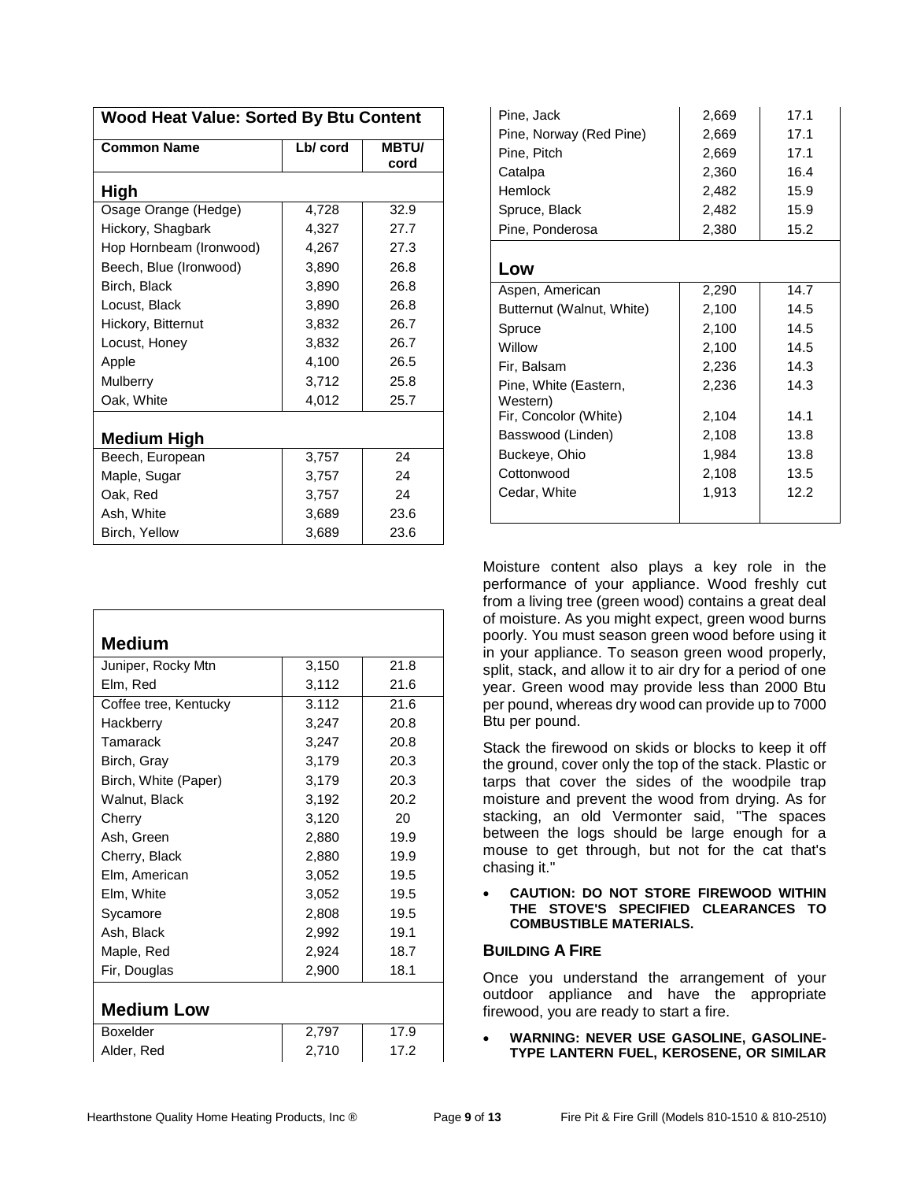**Wood Heat Value: Sorted By Btu Content**

| Common Name | Lb/ cord | MBTU/ cord |
|---|---|---|
| **High** | | |
| Osage Orange (Hedge) | 4,728 | 32.9 |
| Hickory, Shagbark | 4,327 | 27.7 |
| Hop Hornbeam (Ironwood) | 4,267 | 27.3 |
| Beech, Blue (Ironwood) | 3,890 | 26.8 |
| Birch, Black | 3,890 | 26.8 |
| Locust, Black | 3,890 | 26.8 |
| Hickory, Bitternut | 3,832 | 26.7 |
| Locust, Honey | 3,832 | 26.7 |
| Apple | 4,100 | 26.5 |
| Mulberry | 3,712 | 25.8 |
| Oak, White | 4,012 | 25.7 |
| **Medium High** | | |
| Beech, European | 3,757 | 24 |
| Maple, Sugar | 3,757 | 24 |
| Oak, Red | 3,757 | 24 |
| Ash, White | 3,689 | 23.6 |
| Birch, Yellow | 3,689 | 23.6 |
| **Medium** | | |
| Juniper, Rocky Mtn | 3,150 | 21.8 |
| Elm, Red | 3,112 | 21.6 |
| Coffee tree, Kentucky | 3.112 | 21.6 |
| Hackberry | 3,247 | 20.8 |
| Tamarack | 3,247 | 20.8 |
| Birch, Gray | 3,179 | 20.3 |
| Birch, White (Paper) | 3,179 | 20.3 |
| Walnut, Black | 3,192 | 20.2 |
| Cherry | 3,120 | 20 |
| Ash, Green | 2,880 | 19.9 |
| Cherry, Black | 2,880 | 19.9 |
| Elm, American | 3,052 | 19.5 |
| Elm, White | 3,052 | 19.5 |
| Sycamore | 2,808 | 19.5 |
| Ash, Black | 2,992 | 19.1 |
| Maple, Red | 2,924 | 18.7 |
| Fir, Douglas | 2,900 | 18.1 |
| **Medium Low** | | |
| Boxelder | 2,797 | 17.9 |
| Alder, Red | 2,710 | 17.2 |
| Pine, Jack | 2,669 | 17.1 |
| Pine, Norway (Red Pine) | 2,669 | 17.1 |
| Pine, Pitch | 2,669 | 17.1 |
| Catalpa | 2,360 | 16.4 |
| Hemlock | 2,482 | 15.9 |
| Spruce, Black | 2,482 | 15.9 |
| Pine, Ponderosa | 2,380 | 15.2 |
| **Low** | | |
| Aspen, American | 2,290 | 14.7 |
| Butternut (Walnut, White) | 2,100 | 14.5 |
| Spruce | 2,100 | 14.5 |
| Willow | 2,100 | 14.5 |
| Fir, Balsam | 2,236 | 14.3 |
| Pine, White (Eastern, Western) | 2,236 | 14.3 |
| Fir, Concolor (White) | 2,104 | 14.1 |
| Basswood (Linden) | 2,108 | 13.8 |
| Buckeye, Ohio | 1,984 | 13.8 |
| Cottonwood | 2,108 | 13.5 |
| Cedar, White | 1,913 | 12.2 |

Moisture content also plays a key role in the performance of your appliance. Wood freshly cut from a living tree (green wood) contains a great deal of moisture. As you might expect, green wood burns poorly. You must season green wood before using it in your appliance. To season green wood properly, split, stack, and allow it to air dry for a period of one year. Green wood may provide less than 2000 Btu per pound, whereas dry wood can provide up to 7000 Btu per pound.

Stack the firewood on skids or blocks to keep it off the ground, cover only the top of the stack. Plastic or tarps that cover the sides of the woodpile trap moisture and prevent the wood from drying. As for stacking, an old Vermonter said, "The spaces between the logs should be large enough for a mouse to get through, but not for the cat that's chasing it."

- **CAUTION: DO NOT STORE FIREWOOD WITHIN THE STOVE'S SPECIFIED CLEARANCES TO COMBUSTIBLE MATERIALS.**

### BUILDING A FIRE

Once you understand the arrangement of your outdoor appliance and have the appropriate firewood, you are ready to start a fire.

- **WARNING: NEVER USE GASOLINE, GASOLINE-TYPE LANTERN FUEL, KEROSENE, OR SIMILAR**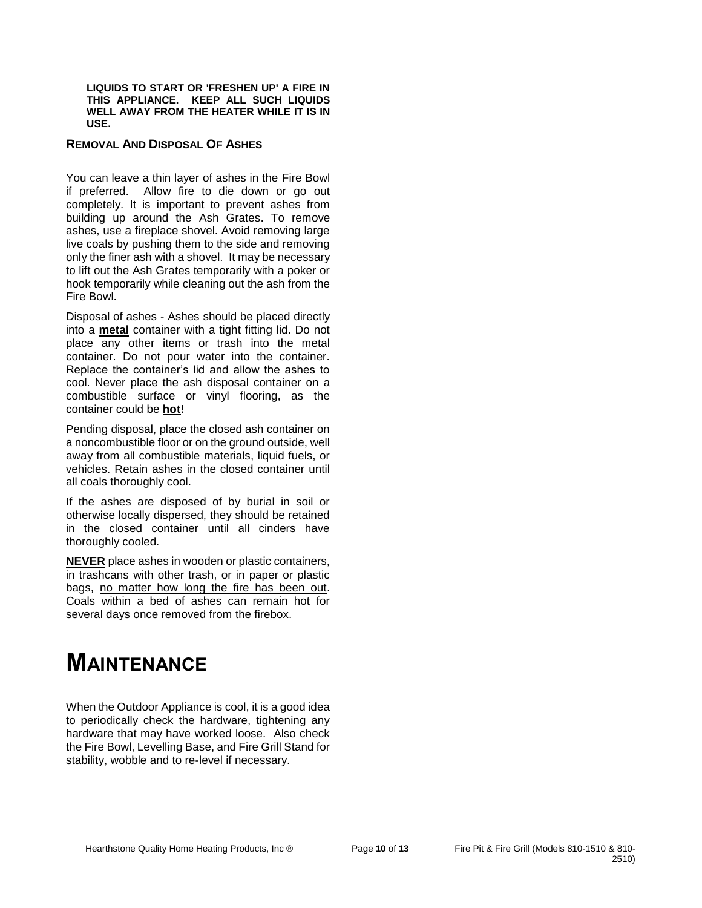**LIQUIDS TO START OR 'FRESHEN UP' A FIRE IN THIS APPLIANCE. KEEP ALL SUCH LIQUIDS WELL AWAY FROM THE HEATER WHILE IT IS IN USE.**

### REMOVAL AND DISPOSAL OF ASHES

You can leave a thin layer of ashes in the Fire Bowl if preferred. Allow fire to die down or go out completely. It is important to prevent ashes from building up around the Ash Grates. To remove ashes, use a fireplace shovel. Avoid removing large live coals by pushing them to the side and removing only the finer ash with a shovel. It may be necessary to lift out the Ash Grates temporarily with a poker or hook temporarily while cleaning out the ash from the Fire Bowl.

Disposal of ashes - Ashes should be placed directly into a **metal** container with a tight fitting lid. Do not place any other items or trash into the metal container. Do not pour water into the container. Replace the container's lid and allow the ashes to cool. Never place the ash disposal container on a combustible surface or vinyl flooring, as the container could be **hot!**

Pending disposal, place the closed ash container on a noncombustible floor or on the ground outside, well away from all combustible materials, liquid fuels, or vehicles. Retain ashes in the closed container until all coals thoroughly cool.

If the ashes are disposed of by burial in soil or otherwise locally dispersed, they should be retained in the closed container until all cinders have thoroughly cooled.

**NEVER** place ashes in wooden or plastic containers, in trashcans with other trash, or in paper or plastic bags, no matter how long the fire has been out. Coals within a bed of ashes can remain hot for several days once removed from the firebox.

# MAINTENANCE

When the Outdoor Appliance is cool, it is a good idea to periodically check the hardware, tightening any hardware that may have worked loose. Also check the Fire Bowl, Levelling Base, and Fire Grill Stand for stability, wobble and to re-level if necessary.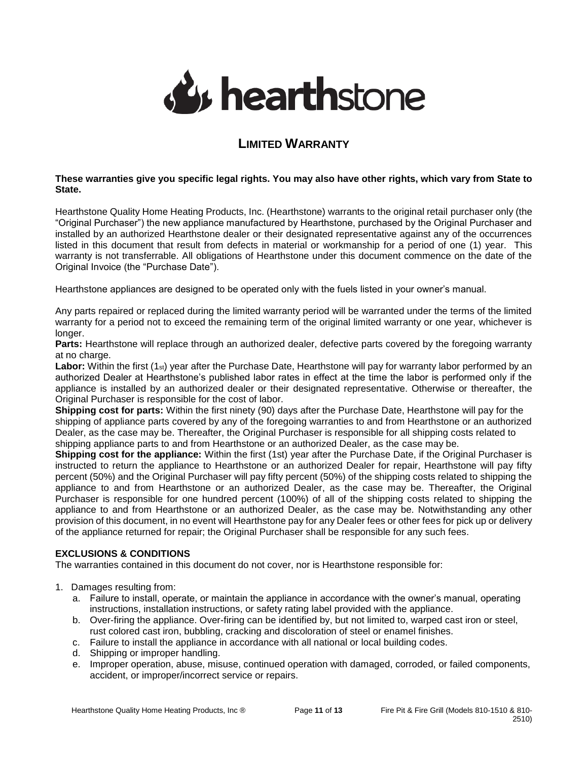# LIMITED WARRANTY

**These warranties give you specific legal rights. You may also have other rights, which vary from State to State.**

Hearthstone Quality Home Heating Products, Inc. (Hearthstone) warrants to the original retail purchaser only (the "Original Purchaser") the new appliance manufactured by Hearthstone, purchased by the Original Purchaser and installed by an authorized Hearthstone dealer or their designated representative against any of the occurrences listed in this document that result from defects in material or workmanship for a period of one (1) year. This warranty is not transferrable. All obligations of Hearthstone under this document commence on the date of the Original Invoice (the "Purchase Date").

Hearthstone appliances are designed to be operated only with the fuels listed in your owner's manual.

Any parts repaired or replaced during the limited warranty period will be warranted under the terms of the limited warranty for a period not to exceed the remaining term of the original limited warranty or one year, whichever is longer.

**Parts:** Hearthstone will replace through an authorized dealer, defective parts covered by the foregoing warranty at no charge.

**Labor:** Within the first (1st) year after the Purchase Date, Hearthstone will pay for warranty labor performed by an authorized Dealer at Hearthstone's published labor rates in effect at the time the labor is performed only if the appliance is installed by an authorized dealer or their designated representative. Otherwise or thereafter, the Original Purchaser is responsible for the cost of labor.

**Shipping cost for parts:** Within the first ninety (90) days after the Purchase Date, Hearthstone will pay for the shipping of appliance parts covered by any of the foregoing warranties to and from Hearthstone or an authorized Dealer, as the case may be. Thereafter, the Original Purchaser is responsible for all shipping costs related to shipping appliance parts to and from Hearthstone or an authorized Dealer, as the case may be.

**Shipping cost for the appliance:** Within the first (1st) year after the Purchase Date, if the Original Purchaser is instructed to return the appliance to Hearthstone or an authorized Dealer for repair, Hearthstone will pay fifty percent (50%) and the Original Purchaser will pay fifty percent (50%) of the shipping costs related to shipping the appliance to and from Hearthstone or an authorized Dealer, as the case may be. Thereafter, the Original Purchaser is responsible for one hundred percent (100%) of all of the shipping costs related to shipping the appliance to and from Hearthstone or an authorized Dealer, as the case may be. Notwithstanding any other provision of this document, in no event will Hearthstone pay for any Dealer fees or other fees for pick up or delivery of the appliance returned for repair; the Original Purchaser shall be responsible for any such fees.

### EXCLUSIONS & CONDITIONS

The warranties contained in this document do not cover, nor is Hearthstone responsible for:

1. Damages resulting from:
   a. Failure to install, operate, or maintain the appliance in accordance with the owner's manual, operating instructions, installation instructions, or safety rating label provided with the appliance.
   b. Over-firing the appliance. Over-firing can be identified by, but not limited to, warped cast iron or steel, rust colored cast iron, bubbling, cracking and discoloration of steel or enamel finishes.
   c. Failure to install the appliance in accordance with all national or local building codes.
   d. Shipping or improper handling.
   e. Improper operation, abuse, misuse, continued operation with damaged, corroded, or failed components, accident, or improper/incorrect service or repairs.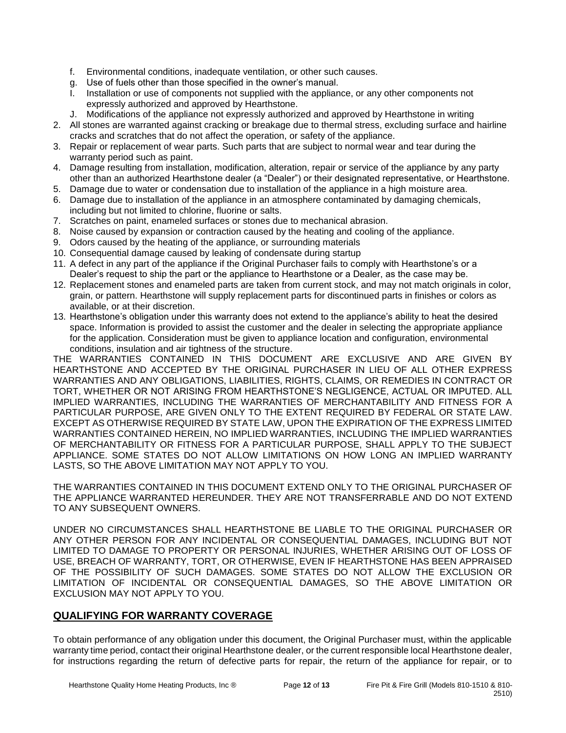f. Environmental conditions, inadequate ventilation, or other such causes.
   g. Use of fuels other than those specified in the owner's manual.
   I. Installation or use of components not supplied with the appliance, or any other components not expressly authorized and approved by Hearthstone.
   J. Modifications of the appliance not expressly authorized and approved by Hearthstone in writing
2. All stones are warranted against cracking or breakage due to thermal stress, excluding surface and hairline cracks and scratches that do not affect the operation, or safety of the appliance.
3. Repair or replacement of wear parts. Such parts that are subject to normal wear and tear during the warranty period such as paint.
4. Damage resulting from installation, modification, alteration, repair or service of the appliance by any party other than an authorized Hearthstone dealer (a "Dealer") or their designated representative, or Hearthstone.
5. Damage due to water or condensation due to installation of the appliance in a high moisture area.
6. Damage due to installation of the appliance in an atmosphere contaminated by damaging chemicals, including but not limited to chlorine, fluorine or salts.
7. Scratches on paint, enameled surfaces or stones due to mechanical abrasion.
8. Noise caused by expansion or contraction caused by the heating and cooling of the appliance.
9. Odors caused by the heating of the appliance, or surrounding materials
10. Consequential damage caused by leaking of condensate during startup
11. A defect in any part of the appliance if the Original Purchaser fails to comply with Hearthstone's or a Dealer's request to ship the part or the appliance to Hearthstone or a Dealer, as the case may be.
12. Replacement stones and enameled parts are taken from current stock, and may not match originals in color, grain, or pattern. Hearthstone will supply replacement parts for discontinued parts in finishes or colors as available, or at their discretion.
13. Hearthstone's obligation under this warranty does not extend to the appliance's ability to heat the desired space. Information is provided to assist the customer and the dealer in selecting the appropriate appliance for the application. Consideration must be given to appliance location and configuration, environmental conditions, insulation and air tightness of the structure.

THE WARRANTIES CONTAINED IN THIS DOCUMENT ARE EXCLUSIVE AND ARE GIVEN BY HEARTHSTONE AND ACCEPTED BY THE ORIGINAL PURCHASER IN LIEU OF ALL OTHER EXPRESS WARRANTIES AND ANY OBLIGATIONS, LIABILITIES, RIGHTS, CLAIMS, OR REMEDIES IN CONTRACT OR TORT, WHETHER OR NOT ARISING FROM HEARTHSTONE'S NEGLIGENCE, ACTUAL OR IMPUTED. ALL IMPLIED WARRANTIES, INCLUDING THE WARRANTIES OF MERCHANTABILITY AND FITNESS FOR A PARTICULAR PURPOSE, ARE GIVEN ONLY TO THE EXTENT REQUIRED BY FEDERAL OR STATE LAW. EXCEPT AS OTHERWISE REQUIRED BY STATE LAW, UPON THE EXPIRATION OF THE EXPRESS LIMITED WARRANTIES CONTAINED HEREIN, NO IMPLIED WARRANTIES, INCLUDING THE IMPLIED WARRANTIES OF MERCHANTABILITY OR FITNESS FOR A PARTICULAR PURPOSE, SHALL APPLY TO THE SUBJECT APPLIANCE. SOME STATES DO NOT ALLOW LIMITATIONS ON HOW LONG AN IMPLIED WARRANTY LASTS, SO THE ABOVE LIMITATION MAY NOT APPLY TO YOU.

THE WARRANTIES CONTAINED IN THIS DOCUMENT EXTEND ONLY TO THE ORIGINAL PURCHASER OF THE APPLIANCE WARRANTED HEREUNDER. THEY ARE NOT TRANSFERRABLE AND DO NOT EXTEND TO ANY SUBSEQUENT OWNERS.

UNDER NO CIRCUMSTANCES SHALL HEARTHSTONE BE LIABLE TO THE ORIGINAL PURCHASER OR ANY OTHER PERSON FOR ANY INCIDENTAL OR CONSEQUENTIAL DAMAGES, INCLUDING BUT NOT LIMITED TO DAMAGE TO PROPERTY OR PERSONAL INJURIES, WHETHER ARISING OUT OF LOSS OF USE, BREACH OF WARRANTY, TORT, OR OTHERWISE, EVEN IF HEARTHSTONE HAS BEEN APPRAISED OF THE POSSIBILITY OF SUCH DAMAGES. SOME STATES DO NOT ALLOW THE EXCLUSION OR LIMITATION OF INCIDENTAL OR CONSEQUENTIAL DAMAGES, SO THE ABOVE LIMITATION OR EXCLUSION MAY NOT APPLY TO YOU.

## QUALIFYING FOR WARRANTY COVERAGE

To obtain performance of any obligation under this document, the Original Purchaser must, within the applicable warranty time period, contact their original Hearthstone dealer, or the current responsible local Hearthstone dealer, for instructions regarding the return of defective parts for repair, the return of the appliance for repair, or to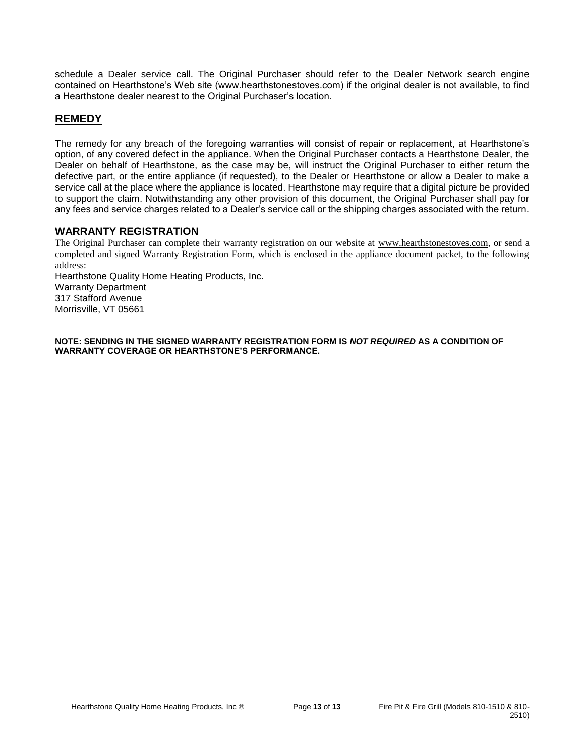schedule a Dealer service call. The Original Purchaser should refer to the Dealer Network search engine contained on Hearthstone's Web site (www.hearthstonestoves.com) if the original dealer is not available, to find a Hearthstone dealer nearest to the Original Purchaser's location.

## REMEDY

The remedy for any breach of the foregoing warranties will consist of repair or replacement, at Hearthstone's option, of any covered defect in the appliance. When the Original Purchaser contacts a Hearthstone Dealer, the Dealer on behalf of Hearthstone, as the case may be, will instruct the Original Purchaser to either return the defective part, or the entire appliance (if requested), to the Dealer or Hearthstone or allow a Dealer to make a service call at the place where the appliance is located. Hearthstone may require that a digital picture be provided to support the claim. Notwithstanding any other provision of this document, the Original Purchaser shall pay for any fees and service charges related to a Dealer's service call or the shipping charges associated with the return.

## WARRANTY REGISTRATION

The Original Purchaser can complete their warranty registration on our website at www.hearthstonestoves.com, or send a completed and signed Warranty Registration Form, which is enclosed in the appliance document packet, to the following address:

Hearthstone Quality Home Heating Products, Inc.
Warranty Department
317 Stafford Avenue
Morrisville, VT 05661

**NOTE: SENDING IN THE SIGNED WARRANTY REGISTRATION FORM IS *NOT REQUIRED* AS A CONDITION OF WARRANTY COVERAGE OR HEARTHSTONE'S PERFORMANCE.**